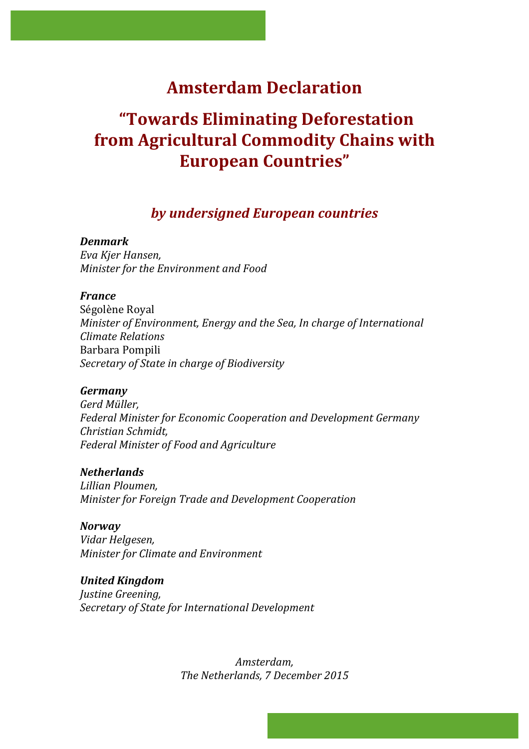# Amsterdam Declaration

## "Towards Eliminating Deforestation from Agricultural Commodity Chains with European Countries"

### *by undersigned European countries*

***Denmark***
*Eva Kjer Hansen,*
*Minister for the Environment and Food*

***France***
Ségolène Royal
*Minister of Environment, Energy and the Sea, In charge of International Climate Relations*
Barbara Pompili
*Secretary of State in charge of Biodiversity*

***Germany***
*Gerd Müller,*
*Federal Minister for Economic Cooperation and Development Germany*
*Christian Schmidt,*
*Federal Minister of Food and Agriculture*

***Netherlands***
*Lillian Ploumen,*
*Minister for Foreign Trade and Development Cooperation*

***Norway***
*Vidar Helgesen,*
*Minister for Climate and Environment*

***United Kingdom***
*Justine Greening,*
*Secretary of State for International Development*

*Amsterdam,*
*The Netherlands, 7 December 2015*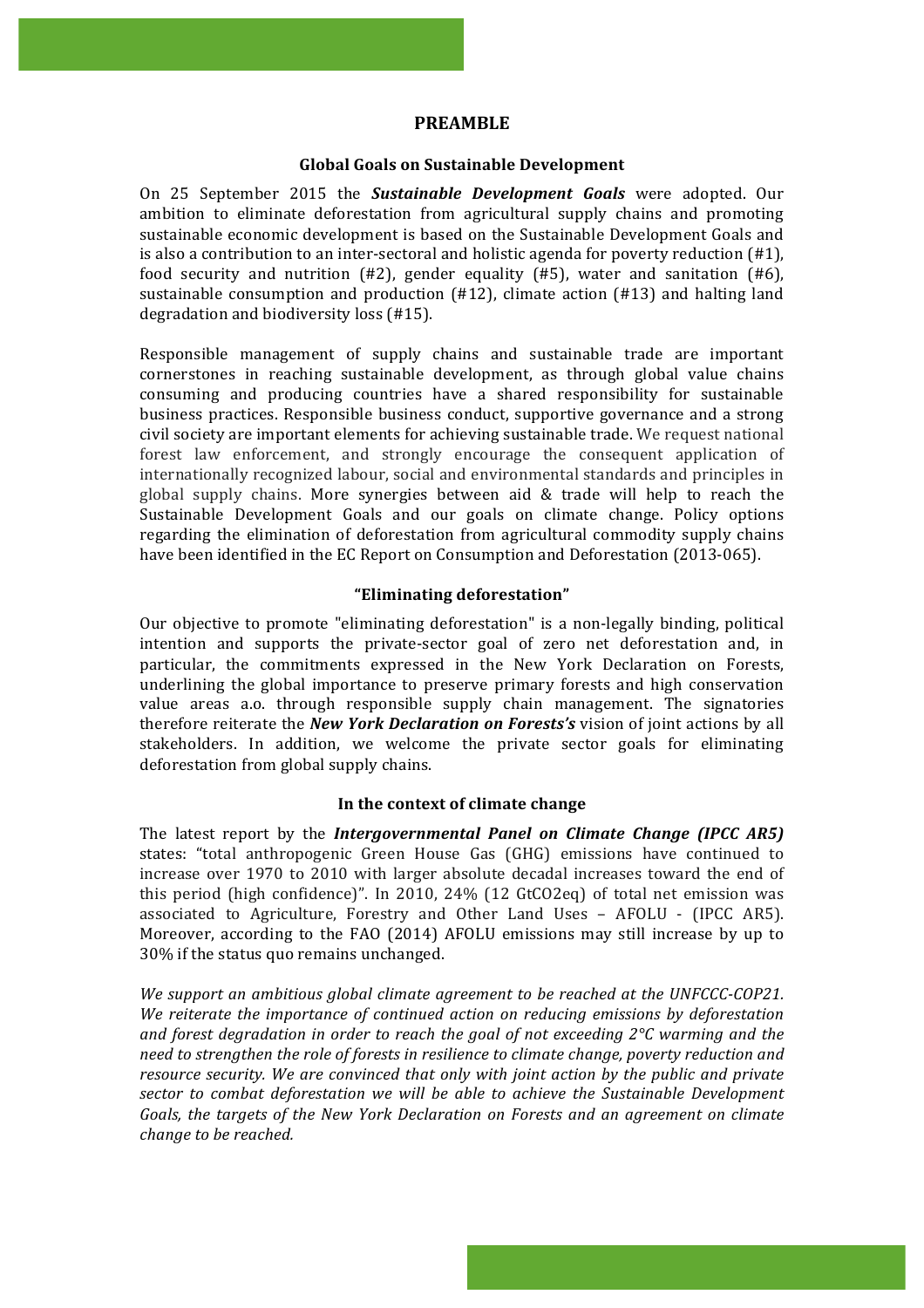# PREAMBLE

## Global Goals on Sustainable Development

On 25 September 2015 the ***Sustainable Development Goals*** were adopted. Our ambition to eliminate deforestation from agricultural supply chains and promoting sustainable economic development is based on the Sustainable Development Goals and is also a contribution to an inter-sectoral and holistic agenda for poverty reduction (#1), food security and nutrition (#2), gender equality (#5), water and sanitation (#6), sustainable consumption and production (#12), climate action (#13) and halting land degradation and biodiversity loss (#15).

Responsible management of supply chains and sustainable trade are important cornerstones in reaching sustainable development, as through global value chains consuming and producing countries have a shared responsibility for sustainable business practices. Responsible business conduct, supportive governance and a strong civil society are important elements for achieving sustainable trade. We request national forest law enforcement, and strongly encourage the consequent application of internationally recognized labour, social and environmental standards and principles in global supply chains. More synergies between aid & trade will help to reach the Sustainable Development Goals and our goals on climate change. Policy options regarding the elimination of deforestation from agricultural commodity supply chains have been identified in the EC Report on Consumption and Deforestation (2013-065).

## "Eliminating deforestation"

Our objective to promote "eliminating deforestation" is a non-legally binding, political intention and supports the private-sector goal of zero net deforestation and, in particular, the commitments expressed in the New York Declaration on Forests, underlining the global importance to preserve primary forests and high conservation value areas a.o. through responsible supply chain management. The signatories therefore reiterate the ***New York Declaration on Forests's*** vision of joint actions by all stakeholders. In addition, we welcome the private sector goals for eliminating deforestation from global supply chains.

## In the context of climate change

The latest report by the ***Intergovernmental Panel on Climate Change (IPCC AR5)*** states: "total anthropogenic Green House Gas (GHG) emissions have continued to increase over 1970 to 2010 with larger absolute decadal increases toward the end of this period (high confidence)". In 2010, 24% (12 GtCO2eq) of total net emission was associated to Agriculture, Forestry and Other Land Uses – AFOLU - (IPCC AR5). Moreover, according to the FAO (2014) AFOLU emissions may still increase by up to 30% if the status quo remains unchanged.

*We support an ambitious global climate agreement to be reached at the UNFCCC-COP21. We reiterate the importance of continued action on reducing emissions by deforestation and forest degradation in order to reach the goal of not exceeding 2°C warming and the need to strengthen the role of forests in resilience to climate change, poverty reduction and resource security. We are convinced that only with joint action by the public and private sector to combat deforestation we will be able to achieve the Sustainable Development Goals, the targets of the New York Declaration on Forests and an agreement on climate change to be reached.*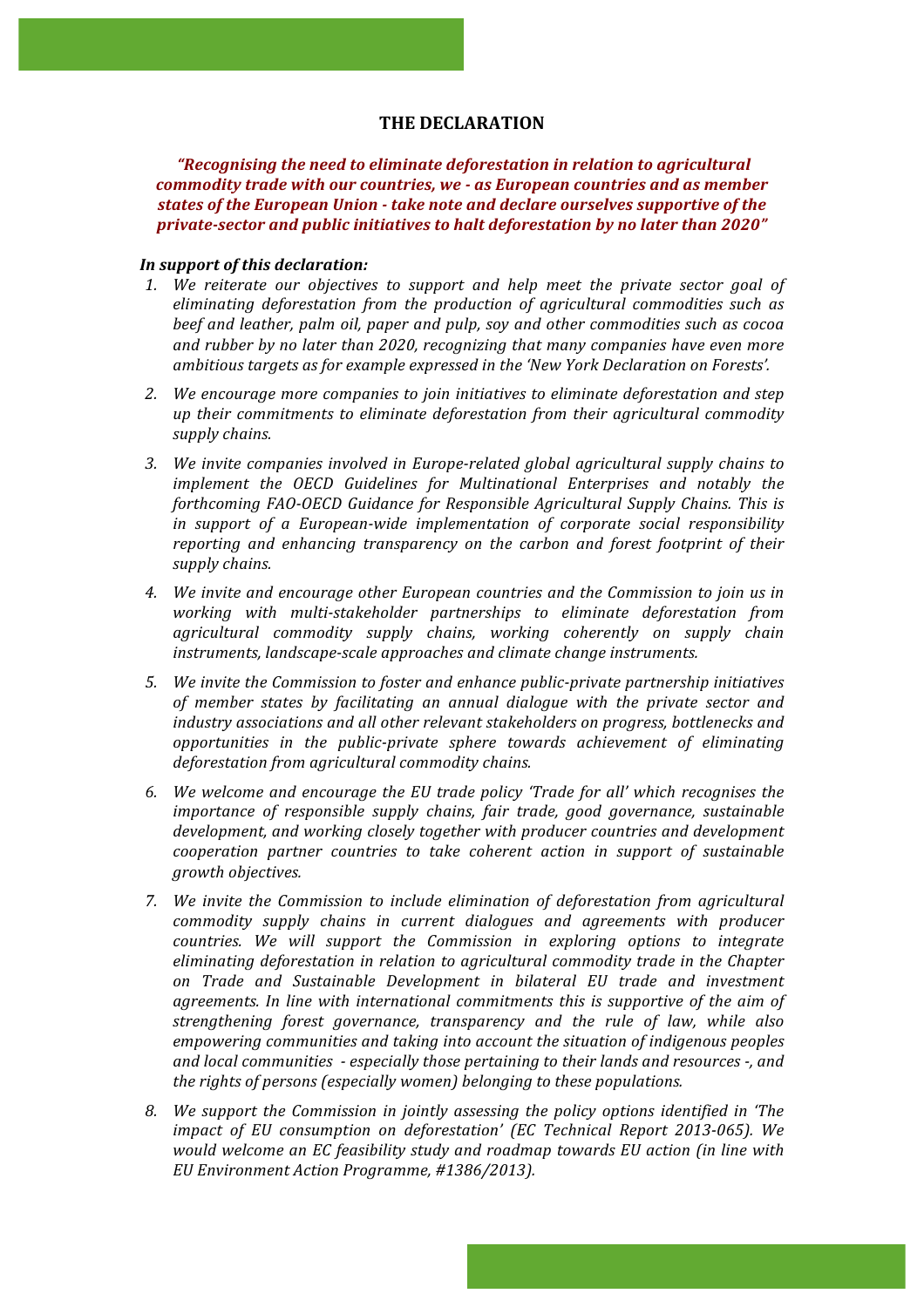# THE DECLARATION

***"Recognising the need to eliminate deforestation in relation to agricultural commodity trade with our countries, we - as European countries and as member states of the European Union - take note and declare ourselves supportive of the private-sector and public initiatives to halt deforestation by no later than 2020"***

***In support of this declaration:***

1. *We reiterate our objectives to support and help meet the private sector goal of eliminating deforestation from the production of agricultural commodities such as beef and leather, palm oil, paper and pulp, soy and other commodities such as cocoa and rubber by no later than 2020, recognizing that many companies have even more ambitious targets as for example expressed in the 'New York Declaration on Forests'.*

2. *We encourage more companies to join initiatives to eliminate deforestation and step up their commitments to eliminate deforestation from their agricultural commodity supply chains.*

3. *We invite companies involved in Europe-related global agricultural supply chains to implement the OECD Guidelines for Multinational Enterprises and notably the forthcoming FAO-OECD Guidance for Responsible Agricultural Supply Chains. This is in support of a European-wide implementation of corporate social responsibility reporting and enhancing transparency on the carbon and forest footprint of their supply chains.*

4. *We invite and encourage other European countries and the Commission to join us in working with multi-stakeholder partnerships to eliminate deforestation from agricultural commodity supply chains, working coherently on supply chain instruments, landscape-scale approaches and climate change instruments.*

5. *We invite the Commission to foster and enhance public-private partnership initiatives of member states by facilitating an annual dialogue with the private sector and industry associations and all other relevant stakeholders on progress, bottlenecks and opportunities in the public-private sphere towards achievement of eliminating deforestation from agricultural commodity chains.*

6. *We welcome and encourage the EU trade policy 'Trade for all' which recognises the importance of responsible supply chains, fair trade, good governance, sustainable development, and working closely together with producer countries and development cooperation partner countries to take coherent action in support of sustainable growth objectives.*

7. *We invite the Commission to include elimination of deforestation from agricultural commodity supply chains in current dialogues and agreements with producer countries. We will support the Commission in exploring options to integrate eliminating deforestation in relation to agricultural commodity trade in the Chapter on Trade and Sustainable Development in bilateral EU trade and investment agreements. In line with international commitments this is supportive of the aim of strengthening forest governance, transparency and the rule of law, while also empowering communities and taking into account the situation of indigenous peoples and local communities - especially those pertaining to their lands and resources -, and the rights of persons (especially women) belonging to these populations.*

8. *We support the Commission in jointly assessing the policy options identified in 'The impact of EU consumption on deforestation' (EC Technical Report 2013-065). We would welcome an EC feasibility study and roadmap towards EU action (in line with EU Environment Action Programme, #1386/2013).*